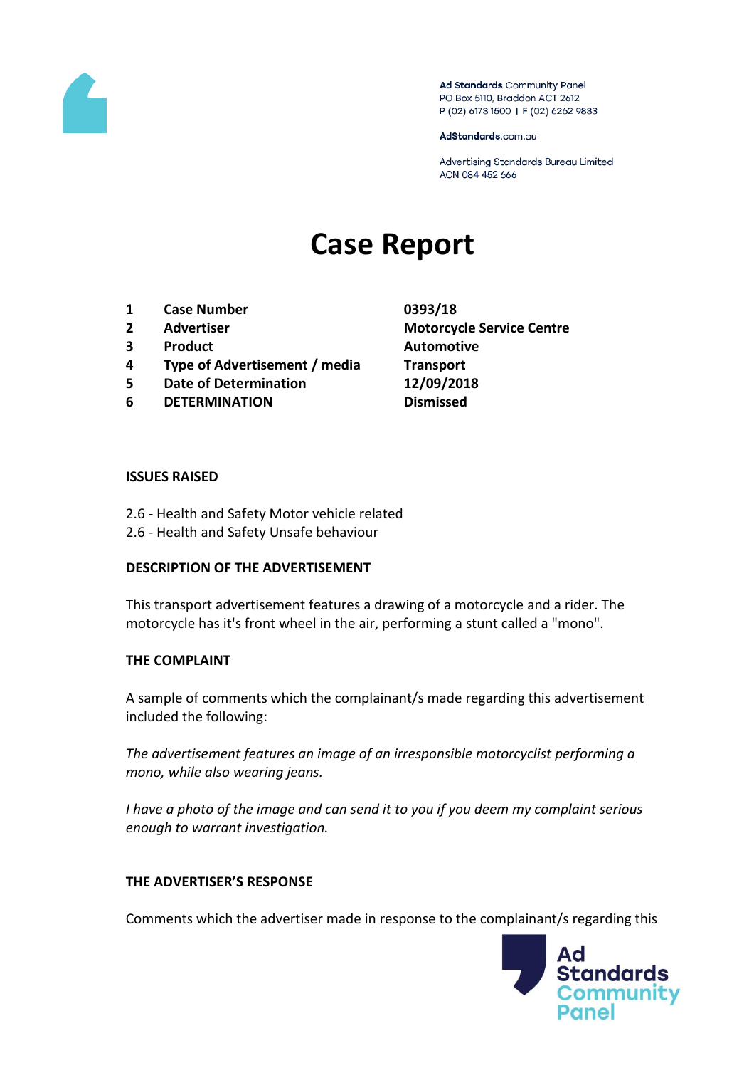Ad Standards Community Panel
PO Box 5110, Braddon ACT 2612
P (02) 6173 1500 | F (02) 6262 9833

AdStandards.com.au

Advertising Standards Bureau Limited
ACN 084 452 666

# Case Report

| | | |
|---|---|---|
| **1** | **Case Number** | **0393/18** |
| **2** | **Advertiser** | **Motorcycle Service Centre** |
| **3** | **Product** | **Automotive** |
| **4** | **Type of Advertisement / media** | **Transport** |
| **5** | **Date of Determination** | **12/09/2018** |
| **6** | **DETERMINATION** | **Dismissed** |

**ISSUES RAISED**

2.6 - Health and Safety Motor vehicle related
2.6 - Health and Safety Unsafe behaviour

**DESCRIPTION OF THE ADVERTISEMENT**

This transport advertisement features a drawing of a motorcycle and a rider. The motorcycle has it's front wheel in the air, performing a stunt called a "mono".

**THE COMPLAINT**

A sample of comments which the complainant/s made regarding this advertisement included the following:

*The advertisement features an image of an irresponsible motorcyclist performing a mono, while also wearing jeans.*

*I have a photo of the image and can send it to you if you deem my complaint serious enough to warrant investigation.*

**THE ADVERTISER'S RESPONSE**

Comments which the advertiser made in response to the complainant/s regarding this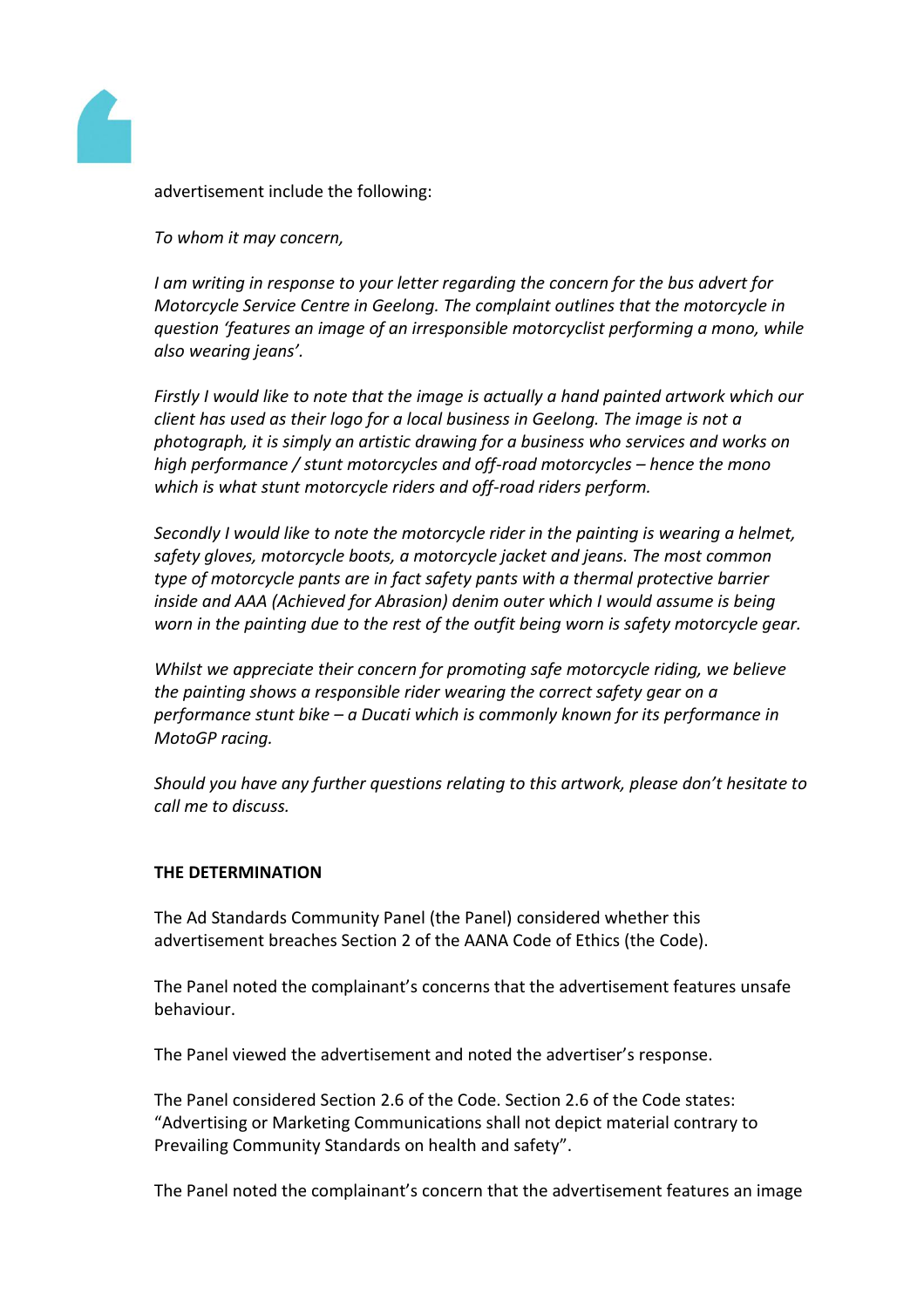advertisement include the following:

*To whom it may concern,*

*I am writing in response to your letter regarding the concern for the bus advert for Motorcycle Service Centre in Geelong. The complaint outlines that the motorcycle in question 'features an image of an irresponsible motorcyclist performing a mono, while also wearing jeans'.*

*Firstly I would like to note that the image is actually a hand painted artwork which our client has used as their logo for a local business in Geelong. The image is not a photograph, it is simply an artistic drawing for a business who services and works on high performance / stunt motorcycles and off-road motorcycles – hence the mono which is what stunt motorcycle riders and off-road riders perform.*

*Secondly I would like to note the motorcycle rider in the painting is wearing a helmet, safety gloves, motorcycle boots, a motorcycle jacket and jeans. The most common type of motorcycle pants are in fact safety pants with a thermal protective barrier inside and AAA (Achieved for Abrasion) denim outer which I would assume is being worn in the painting due to the rest of the outfit being worn is safety motorcycle gear.*

*Whilst we appreciate their concern for promoting safe motorcycle riding, we believe the painting shows a responsible rider wearing the correct safety gear on a performance stunt bike – a Ducati which is commonly known for its performance in MotoGP racing.*

*Should you have any further questions relating to this artwork, please don't hesitate to call me to discuss.*

**THE DETERMINATION**

The Ad Standards Community Panel (the Panel) considered whether this advertisement breaches Section 2 of the AANA Code of Ethics (the Code).

The Panel noted the complainant's concerns that the advertisement features unsafe behaviour.

The Panel viewed the advertisement and noted the advertiser's response.

The Panel considered Section 2.6 of the Code. Section 2.6 of the Code states: "Advertising or Marketing Communications shall not depict material contrary to Prevailing Community Standards on health and safety".

The Panel noted the complainant's concern that the advertisement features an image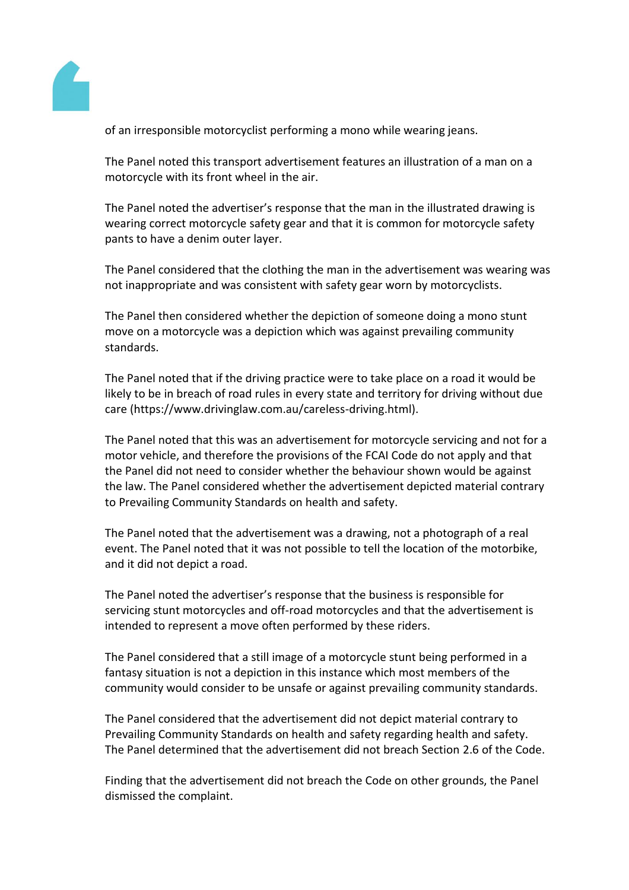of an irresponsible motorcyclist performing a mono while wearing jeans.

The Panel noted this transport advertisement features an illustration of a man on a motorcycle with its front wheel in the air.

The Panel noted the advertiser's response that the man in the illustrated drawing is wearing correct motorcycle safety gear and that it is common for motorcycle safety pants to have a denim outer layer.

The Panel considered that the clothing the man in the advertisement was wearing was not inappropriate and was consistent with safety gear worn by motorcyclists.

The Panel then considered whether the depiction of someone doing a mono stunt move on a motorcycle was a depiction which was against prevailing community standards.

The Panel noted that if the driving practice were to take place on a road it would be likely to be in breach of road rules in every state and territory for driving without due care (https://www.drivinglaw.com.au/careless-driving.html).

The Panel noted that this was an advertisement for motorcycle servicing and not for a motor vehicle, and therefore the provisions of the FCAI Code do not apply and that the Panel did not need to consider whether the behaviour shown would be against the law. The Panel considered whether the advertisement depicted material contrary to Prevailing Community Standards on health and safety.

The Panel noted that the advertisement was a drawing, not a photograph of a real event. The Panel noted that it was not possible to tell the location of the motorbike, and it did not depict a road.

The Panel noted the advertiser's response that the business is responsible for servicing stunt motorcycles and off-road motorcycles and that the advertisement is intended to represent a move often performed by these riders.

The Panel considered that a still image of a motorcycle stunt being performed in a fantasy situation is not a depiction in this instance which most members of the community would consider to be unsafe or against prevailing community standards.

The Panel considered that the advertisement did not depict material contrary to Prevailing Community Standards on health and safety regarding health and safety. The Panel determined that the advertisement did not breach Section 2.6 of the Code.

Finding that the advertisement did not breach the Code on other grounds, the Panel dismissed the complaint.